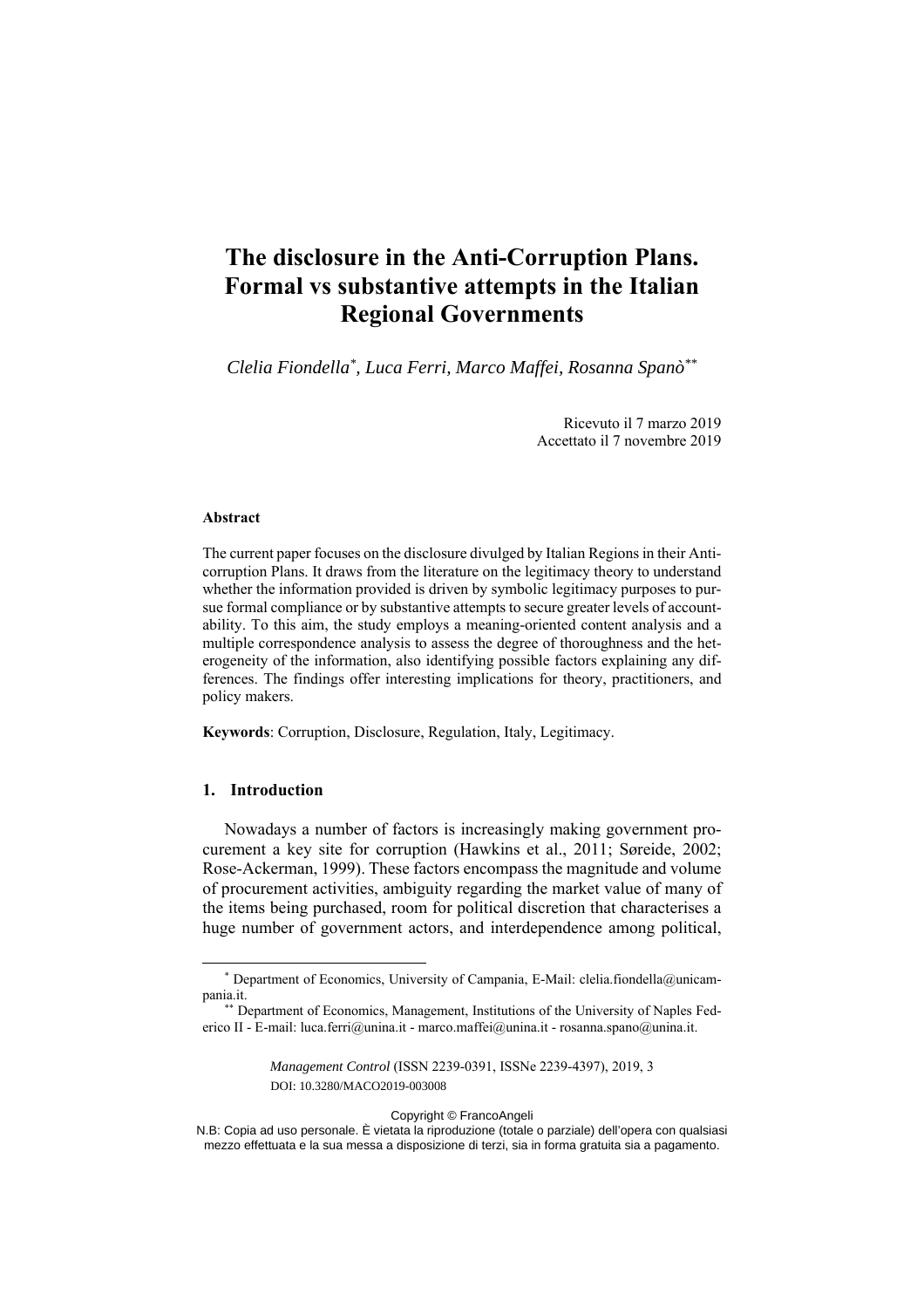# The disclosure in the Anti-Corruption Plans. Formal vs substantive attempts in the Italian Regional Governments

*Clelia Fiondella*[*], *Luca Ferri, Marco Maffei, Rosanna Spanò*[**]

Ricevuto il 7 marzo 2019
Accettato il 7 novembre 2019

**Abstract**

The current paper focuses on the disclosure divulged by Italian Regions in their Anti-corruption Plans. It draws from the literature on the legitimacy theory to understand whether the information provided is driven by symbolic legitimacy purposes to pursue formal compliance or by substantive attempts to secure greater levels of accountability. To this aim, the study employs a meaning-oriented content analysis and a multiple correspondence analysis to assess the degree of thoroughness and the heterogeneity of the information, also identifying possible factors explaining any differences. The findings offer interesting implications for theory, practitioners, and policy makers.

**Keywords**: Corruption, Disclosure, Regulation, Italy, Legitimacy.

## 1. Introduction

Nowadays a number of factors is increasingly making government procurement a key site for corruption (Hawkins et al., 2011; Søreide, 2002; Rose-Ackerman, 1999). These factors encompass the magnitude and volume of procurement activities, ambiguity regarding the market value of many of the items being purchased, room for political discretion that characterises a huge number of government actors, and interdependence among political,

[*] Department of Economics, University of Campania, E-Mail: clelia.fiondella@unicampania.it.

[**] Department of Economics, Management, Institutions of the University of Naples Federico II - E-mail: luca.ferri@unina.it - marco.maffei@unina.it - rosanna.spano@unina.it.

*Management Control* (ISSN 2239-0391, ISSNe 2239-4397), 2019, 3
DOI: 10.3280/MACO2019-003008

Copyright © FrancoAngeli
N.B: Copia ad uso personale. È vietata la riproduzione (totale o parziale) dell'opera con qualsiasi mezzo effettuata e la sua messa a disposizione di terzi, sia in forma gratuita sia a pagamento.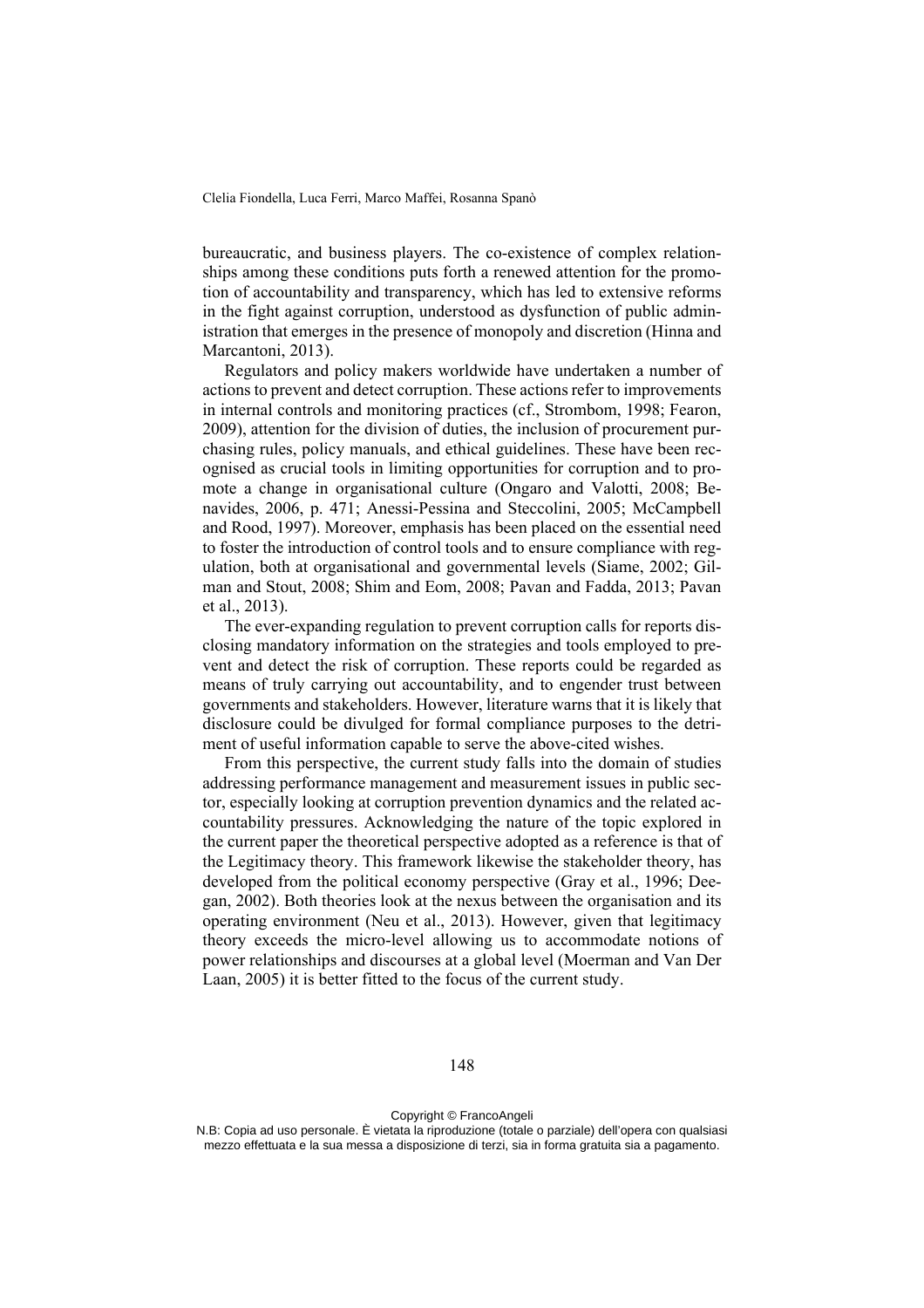bureaucratic, and business players. The co-existence of complex relationships among these conditions puts forth a renewed attention for the promotion of accountability and transparency, which has led to extensive reforms in the fight against corruption, understood as dysfunction of public administration that emerges in the presence of monopoly and discretion (Hinna and Marcantoni, 2013).

Regulators and policy makers worldwide have undertaken a number of actions to prevent and detect corruption. These actions refer to improvements in internal controls and monitoring practices (cf., Strombom, 1998; Fearon, 2009), attention for the division of duties, the inclusion of procurement purchasing rules, policy manuals, and ethical guidelines. These have been recognised as crucial tools in limiting opportunities for corruption and to promote a change in organisational culture (Ongaro and Valotti, 2008; Benavides, 2006, p. 471; Anessi-Pessina and Steccolini, 2005; McCampbell and Rood, 1997). Moreover, emphasis has been placed on the essential need to foster the introduction of control tools and to ensure compliance with regulation, both at organisational and governmental levels (Siame, 2002; Gilman and Stout, 2008; Shim and Eom, 2008; Pavan and Fadda, 2013; Pavan et al., 2013).

The ever-expanding regulation to prevent corruption calls for reports disclosing mandatory information on the strategies and tools employed to prevent and detect the risk of corruption. These reports could be regarded as means of truly carrying out accountability, and to engender trust between governments and stakeholders. However, literature warns that it is likely that disclosure could be divulged for formal compliance purposes to the detriment of useful information capable to serve the above-cited wishes.

From this perspective, the current study falls into the domain of studies addressing performance management and measurement issues in public sector, especially looking at corruption prevention dynamics and the related accountability pressures. Acknowledging the nature of the topic explored in the current paper the theoretical perspective adopted as a reference is that of the Legitimacy theory. This framework likewise the stakeholder theory, has developed from the political economy perspective (Gray et al., 1996; Deegan, 2002). Both theories look at the nexus between the organisation and its operating environment (Neu et al., 2013). However, given that legitimacy theory exceeds the micro-level allowing us to accommodate notions of power relationships and discourses at a global level (Moerman and Van Der Laan, 2005) it is better fitted to the focus of the current study.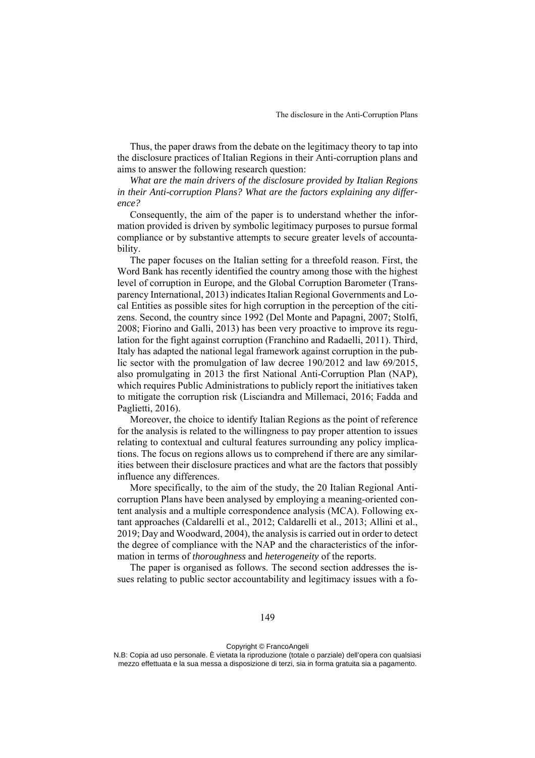Thus, the paper draws from the debate on the legitimacy theory to tap into the disclosure practices of Italian Regions in their Anti-corruption plans and aims to answer the following research question:

*What are the main drivers of the disclosure provided by Italian Regions in their Anti-corruption Plans? What are the factors explaining any difference?*

Consequently, the aim of the paper is to understand whether the information provided is driven by symbolic legitimacy purposes to pursue formal compliance or by substantive attempts to secure greater levels of accountability.

The paper focuses on the Italian setting for a threefold reason. First, the Word Bank has recently identified the country among those with the highest level of corruption in Europe, and the Global Corruption Barometer (Transparency International, 2013) indicates Italian Regional Governments and Local Entities as possible sites for high corruption in the perception of the citizens. Second, the country since 1992 (Del Monte and Papagni, 2007; Stolfi, 2008; Fiorino and Galli, 2013) has been very proactive to improve its regulation for the fight against corruption (Franchino and Radaelli, 2011). Third, Italy has adapted the national legal framework against corruption in the public sector with the promulgation of law decree 190/2012 and law 69/2015, also promulgating in 2013 the first National Anti-Corruption Plan (NAP), which requires Public Administrations to publicly report the initiatives taken to mitigate the corruption risk (Lisciandra and Millemaci, 2016; Fadda and Paglietti, 2016).

Moreover, the choice to identify Italian Regions as the point of reference for the analysis is related to the willingness to pay proper attention to issues relating to contextual and cultural features surrounding any policy implications. The focus on regions allows us to comprehend if there are any similarities between their disclosure practices and what are the factors that possibly influence any differences.

More specifically, to the aim of the study, the 20 Italian Regional Anti-corruption Plans have been analysed by employing a meaning-oriented content analysis and a multiple correspondence analysis (MCA). Following extant approaches (Caldarelli et al., 2012; Caldarelli et al., 2013; Allini et al., 2019; Day and Woodward, 2004), the analysis is carried out in order to detect the degree of compliance with the NAP and the characteristics of the information in terms of *thoroughness* and *heterogeneity* of the reports.

The paper is organised as follows. The second section addresses the issues relating to public sector accountability and legitimacy issues with a fo-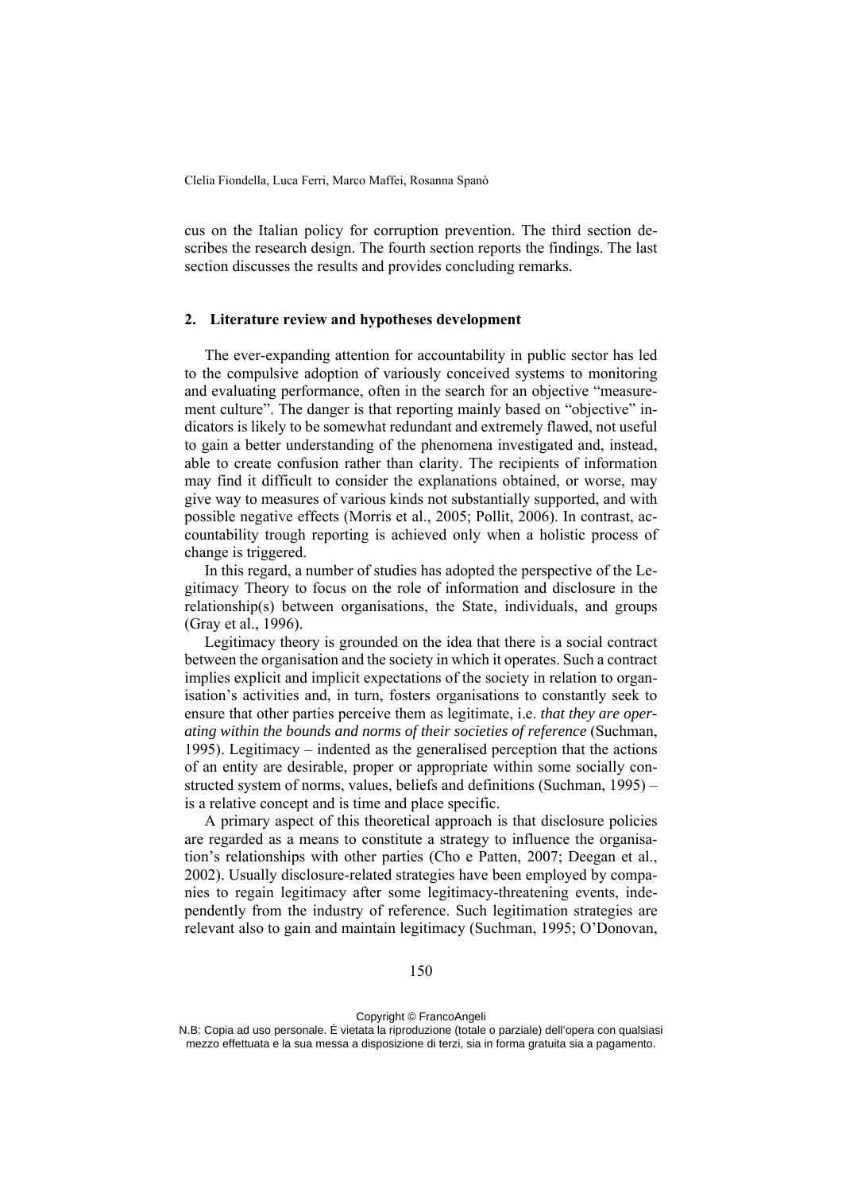cus on the Italian policy for corruption prevention. The third section describes the research design. The fourth section reports the findings. The last section discusses the results and provides concluding remarks.

## 2. Literature review and hypotheses development

The ever-expanding attention for accountability in public sector has led to the compulsive adoption of variously conceived systems to monitoring and evaluating performance, often in the search for an objective "measurement culture". The danger is that reporting mainly based on "objective" indicators is likely to be somewhat redundant and extremely flawed, not useful to gain a better understanding of the phenomena investigated and, instead, able to create confusion rather than clarity. The recipients of information may find it difficult to consider the explanations obtained, or worse, may give way to measures of various kinds not substantially supported, and with possible negative effects (Morris et al., 2005; Pollit, 2006). In contrast, accountability trough reporting is achieved only when a holistic process of change is triggered.

In this regard, a number of studies has adopted the perspective of the Legitimacy Theory to focus on the role of information and disclosure in the relationship(s) between organisations, the State, individuals, and groups (Gray et al., 1996).

Legitimacy theory is grounded on the idea that there is a social contract between the organisation and the society in which it operates. Such a contract implies explicit and implicit expectations of the society in relation to organisation's activities and, in turn, fosters organisations to constantly seek to ensure that other parties perceive them as legitimate, i.e. *that they are operating within the bounds and norms of their societies of reference* (Suchman, 1995). Legitimacy – indented as the generalised perception that the actions of an entity are desirable, proper or appropriate within some socially constructed system of norms, values, beliefs and definitions (Suchman, 1995) – is a relative concept and is time and place specific.

A primary aspect of this theoretical approach is that disclosure policies are regarded as a means to constitute a strategy to influence the organisation's relationships with other parties (Cho e Patten, 2007; Deegan et al., 2002). Usually disclosure-related strategies have been employed by companies to regain legitimacy after some legitimacy-threatening events, independently from the industry of reference. Such legitimation strategies are relevant also to gain and maintain legitimacy (Suchman, 1995; O'Donovan,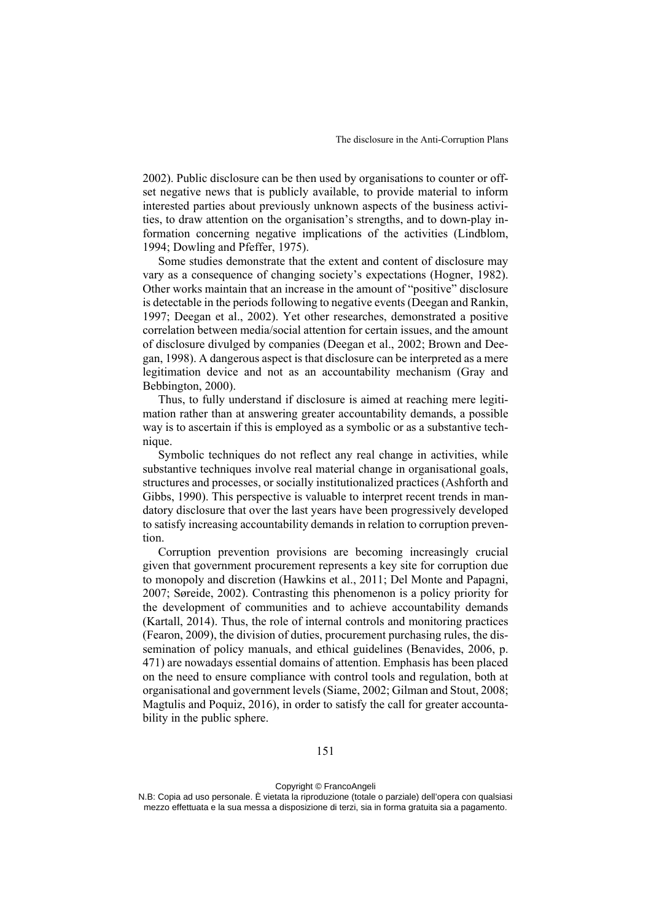2002). Public disclosure can be then used by organisations to counter or offset negative news that is publicly available, to provide material to inform interested parties about previously unknown aspects of the business activities, to draw attention on the organisation's strengths, and to down-play information concerning negative implications of the activities (Lindblom, 1994; Dowling and Pfeffer, 1975).

Some studies demonstrate that the extent and content of disclosure may vary as a consequence of changing society's expectations (Hogner, 1982). Other works maintain that an increase in the amount of "positive" disclosure is detectable in the periods following to negative events (Deegan and Rankin, 1997; Deegan et al., 2002). Yet other researches, demonstrated a positive correlation between media/social attention for certain issues, and the amount of disclosure divulged by companies (Deegan et al., 2002; Brown and Deegan, 1998). A dangerous aspect is that disclosure can be interpreted as a mere legitimation device and not as an accountability mechanism (Gray and Bebbington, 2000).

Thus, to fully understand if disclosure is aimed at reaching mere legitimation rather than at answering greater accountability demands, a possible way is to ascertain if this is employed as a symbolic or as a substantive technique.

Symbolic techniques do not reflect any real change in activities, while substantive techniques involve real material change in organisational goals, structures and processes, or socially institutionalized practices (Ashforth and Gibbs, 1990). This perspective is valuable to interpret recent trends in mandatory disclosure that over the last years have been progressively developed to satisfy increasing accountability demands in relation to corruption prevention.

Corruption prevention provisions are becoming increasingly crucial given that government procurement represents a key site for corruption due to monopoly and discretion (Hawkins et al., 2011; Del Monte and Papagni, 2007; Søreide, 2002). Contrasting this phenomenon is a policy priority for the development of communities and to achieve accountability demands (Kartall, 2014). Thus, the role of internal controls and monitoring practices (Fearon, 2009), the division of duties, procurement purchasing rules, the dissemination of policy manuals, and ethical guidelines (Benavides, 2006, p. 471) are nowadays essential domains of attention. Emphasis has been placed on the need to ensure compliance with control tools and regulation, both at organisational and government levels (Siame, 2002; Gilman and Stout, 2008; Magtulis and Poquiz, 2016), in order to satisfy the call for greater accountability in the public sphere.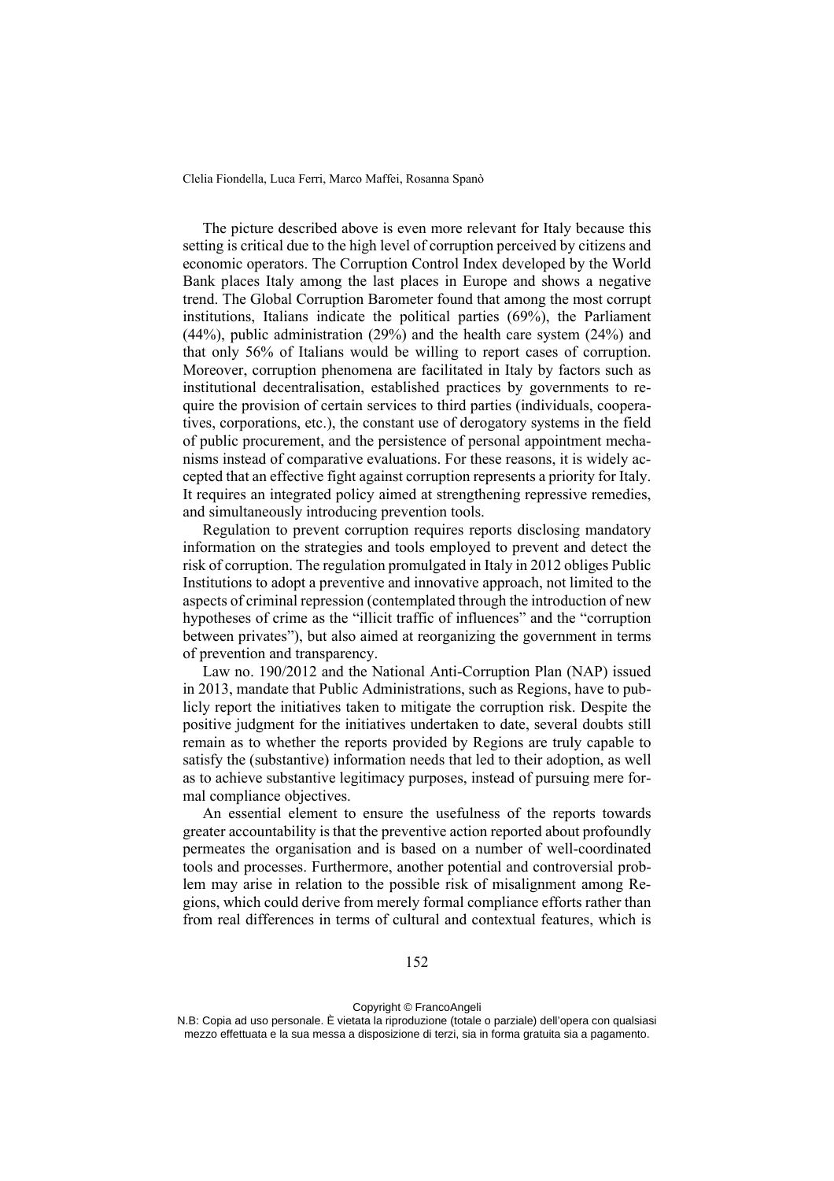The picture described above is even more relevant for Italy because this setting is critical due to the high level of corruption perceived by citizens and economic operators. The Corruption Control Index developed by the World Bank places Italy among the last places in Europe and shows a negative trend. The Global Corruption Barometer found that among the most corrupt institutions, Italians indicate the political parties (69%), the Parliament (44%), public administration (29%) and the health care system (24%) and that only 56% of Italians would be willing to report cases of corruption. Moreover, corruption phenomena are facilitated in Italy by factors such as institutional decentralisation, established practices by governments to require the provision of certain services to third parties (individuals, cooperatives, corporations, etc.), the constant use of derogatory systems in the field of public procurement, and the persistence of personal appointment mechanisms instead of comparative evaluations. For these reasons, it is widely accepted that an effective fight against corruption represents a priority for Italy. It requires an integrated policy aimed at strengthening repressive remedies, and simultaneously introducing prevention tools.

Regulation to prevent corruption requires reports disclosing mandatory information on the strategies and tools employed to prevent and detect the risk of corruption. The regulation promulgated in Italy in 2012 obliges Public Institutions to adopt a preventive and innovative approach, not limited to the aspects of criminal repression (contemplated through the introduction of new hypotheses of crime as the "illicit traffic of influences" and the "corruption between privates"), but also aimed at reorganizing the government in terms of prevention and transparency.

Law no. 190/2012 and the National Anti-Corruption Plan (NAP) issued in 2013, mandate that Public Administrations, such as Regions, have to publicly report the initiatives taken to mitigate the corruption risk. Despite the positive judgment for the initiatives undertaken to date, several doubts still remain as to whether the reports provided by Regions are truly capable to satisfy the (substantive) information needs that led to their adoption, as well as to achieve substantive legitimacy purposes, instead of pursuing mere formal compliance objectives.

An essential element to ensure the usefulness of the reports towards greater accountability is that the preventive action reported about profoundly permeates the organisation and is based on a number of well-coordinated tools and processes. Furthermore, another potential and controversial problem may arise in relation to the possible risk of misalignment among Regions, which could derive from merely formal compliance efforts rather than from real differences in terms of cultural and contextual features, which is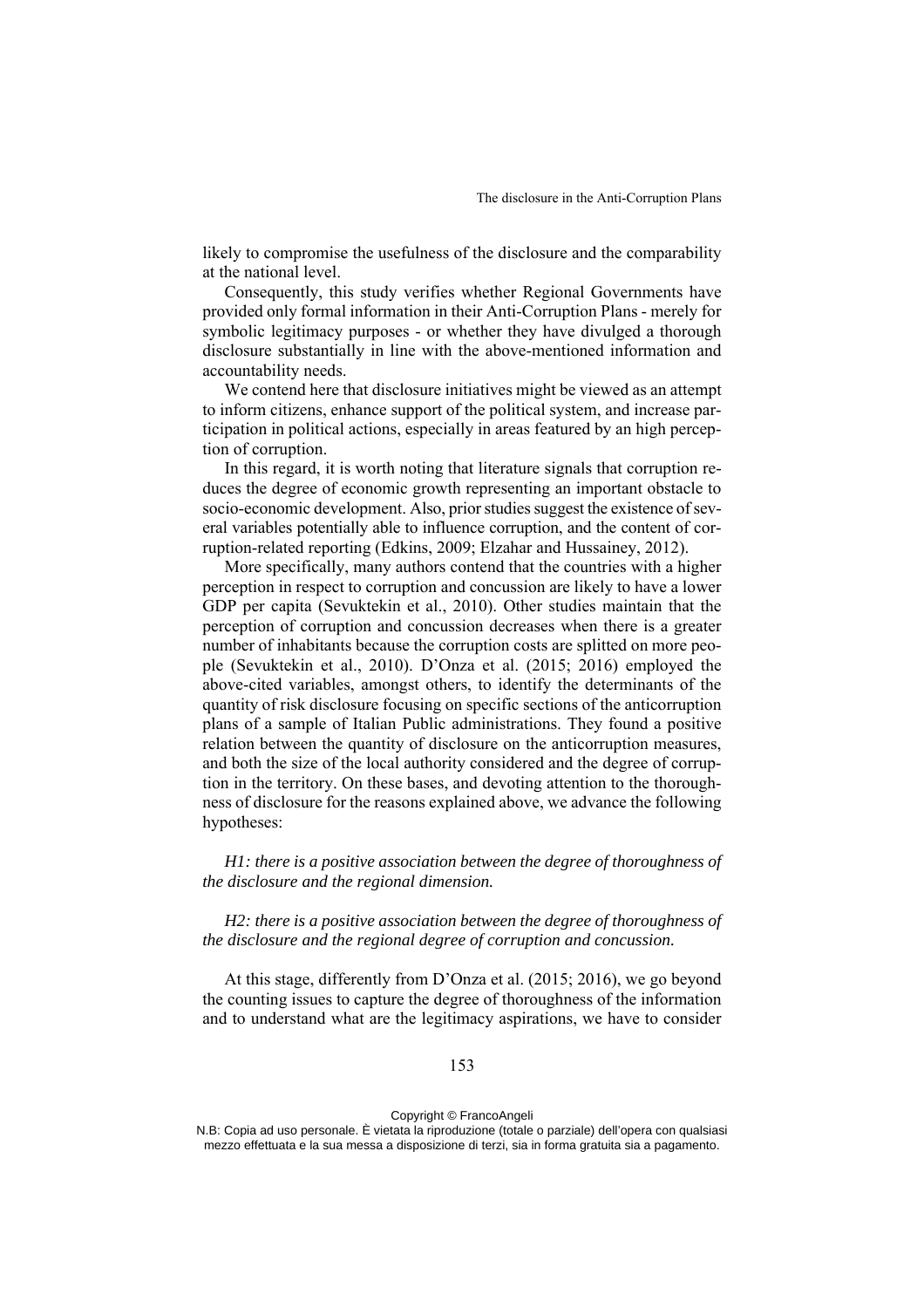likely to compromise the usefulness of the disclosure and the comparability at the national level.

Consequently, this study verifies whether Regional Governments have provided only formal information in their Anti-Corruption Plans - merely for symbolic legitimacy purposes - or whether they have divulged a thorough disclosure substantially in line with the above-mentioned information and accountability needs.

We contend here that disclosure initiatives might be viewed as an attempt to inform citizens, enhance support of the political system, and increase participation in political actions, especially in areas featured by an high perception of corruption.

In this regard, it is worth noting that literature signals that corruption reduces the degree of economic growth representing an important obstacle to socio-economic development. Also, prior studies suggest the existence of several variables potentially able to influence corruption, and the content of corruption-related reporting (Edkins, 2009; Elzahar and Hussainey, 2012).

More specifically, many authors contend that the countries with a higher perception in respect to corruption and concussion are likely to have a lower GDP per capita (Sevuktekin et al., 2010). Other studies maintain that the perception of corruption and concussion decreases when there is a greater number of inhabitants because the corruption costs are splitted on more people (Sevuktekin et al., 2010). D'Onza et al. (2015; 2016) employed the above-cited variables, amongst others, to identify the determinants of the quantity of risk disclosure focusing on specific sections of the anticorruption plans of a sample of Italian Public administrations. They found a positive relation between the quantity of disclosure on the anticorruption measures, and both the size of the local authority considered and the degree of corruption in the territory. On these bases, and devoting attention to the thoroughness of disclosure for the reasons explained above, we advance the following hypotheses:

*H1: there is a positive association between the degree of thoroughness of the disclosure and the regional dimension.*

*H2: there is a positive association between the degree of thoroughness of the disclosure and the regional degree of corruption and concussion.*

At this stage, differently from D'Onza et al. (2015; 2016), we go beyond the counting issues to capture the degree of thoroughness of the information and to understand what are the legitimacy aspirations, we have to consider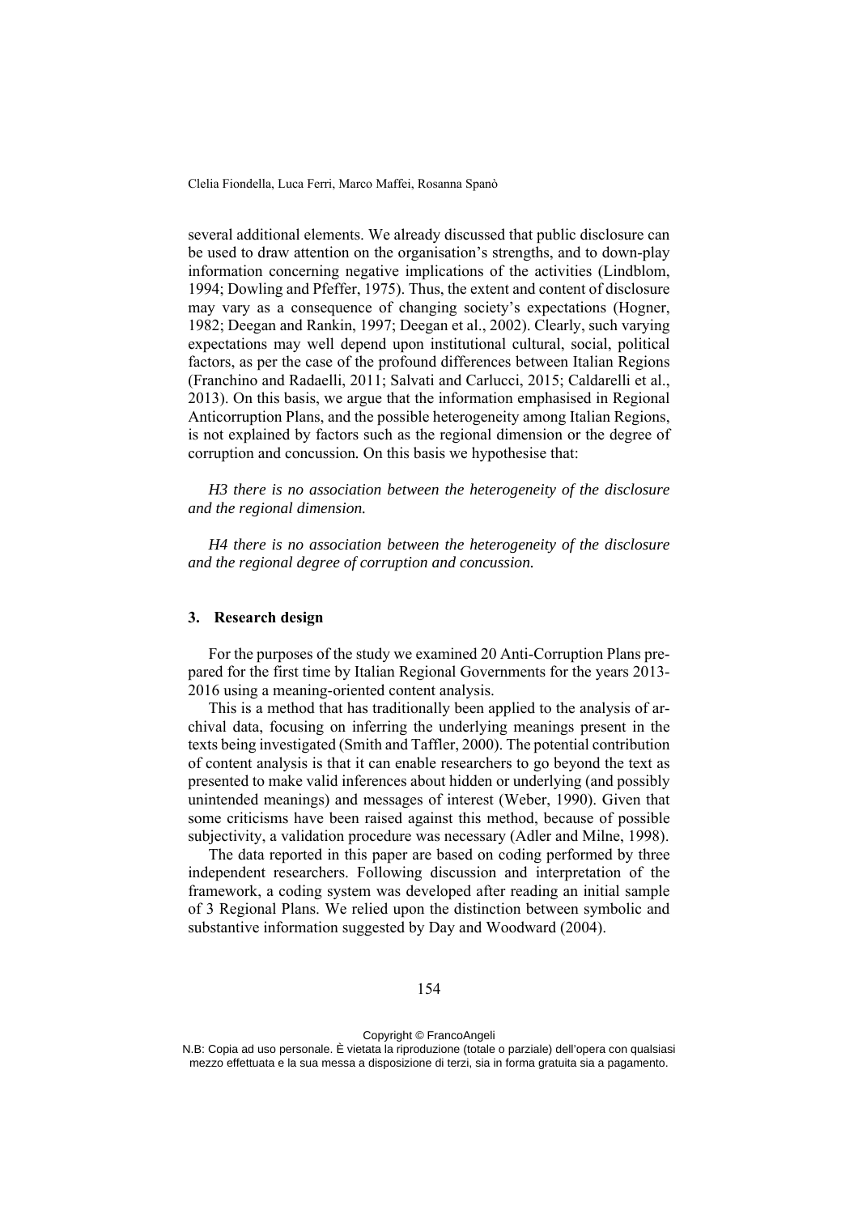several additional elements. We already discussed that public disclosure can be used to draw attention on the organisation's strengths, and to down-play information concerning negative implications of the activities (Lindblom, 1994; Dowling and Pfeffer, 1975). Thus, the extent and content of disclosure may vary as a consequence of changing society's expectations (Hogner, 1982; Deegan and Rankin, 1997; Deegan et al., 2002). Clearly, such varying expectations may well depend upon institutional cultural, social, political factors, as per the case of the profound differences between Italian Regions (Franchino and Radaelli, 2011; Salvati and Carlucci, 2015; Caldarelli et al., 2013). On this basis, we argue that the information emphasised in Regional Anticorruption Plans, and the possible heterogeneity among Italian Regions, is not explained by factors such as the regional dimension or the degree of corruption and concussion. On this basis we hypothesise that:

*H3 there is no association between the heterogeneity of the disclosure and the regional dimension.*

*H4 there is no association between the heterogeneity of the disclosure and the regional degree of corruption and concussion.*

## 3. Research design

For the purposes of the study we examined 20 Anti-Corruption Plans prepared for the first time by Italian Regional Governments for the years 2013-2016 using a meaning-oriented content analysis.

This is a method that has traditionally been applied to the analysis of archival data, focusing on inferring the underlying meanings present in the texts being investigated (Smith and Taffler, 2000). The potential contribution of content analysis is that it can enable researchers to go beyond the text as presented to make valid inferences about hidden or underlying (and possibly unintended meanings) and messages of interest (Weber, 1990). Given that some criticisms have been raised against this method, because of possible subjectivity, a validation procedure was necessary (Adler and Milne, 1998).

The data reported in this paper are based on coding performed by three independent researchers. Following discussion and interpretation of the framework, a coding system was developed after reading an initial sample of 3 Regional Plans. We relied upon the distinction between symbolic and substantive information suggested by Day and Woodward (2004).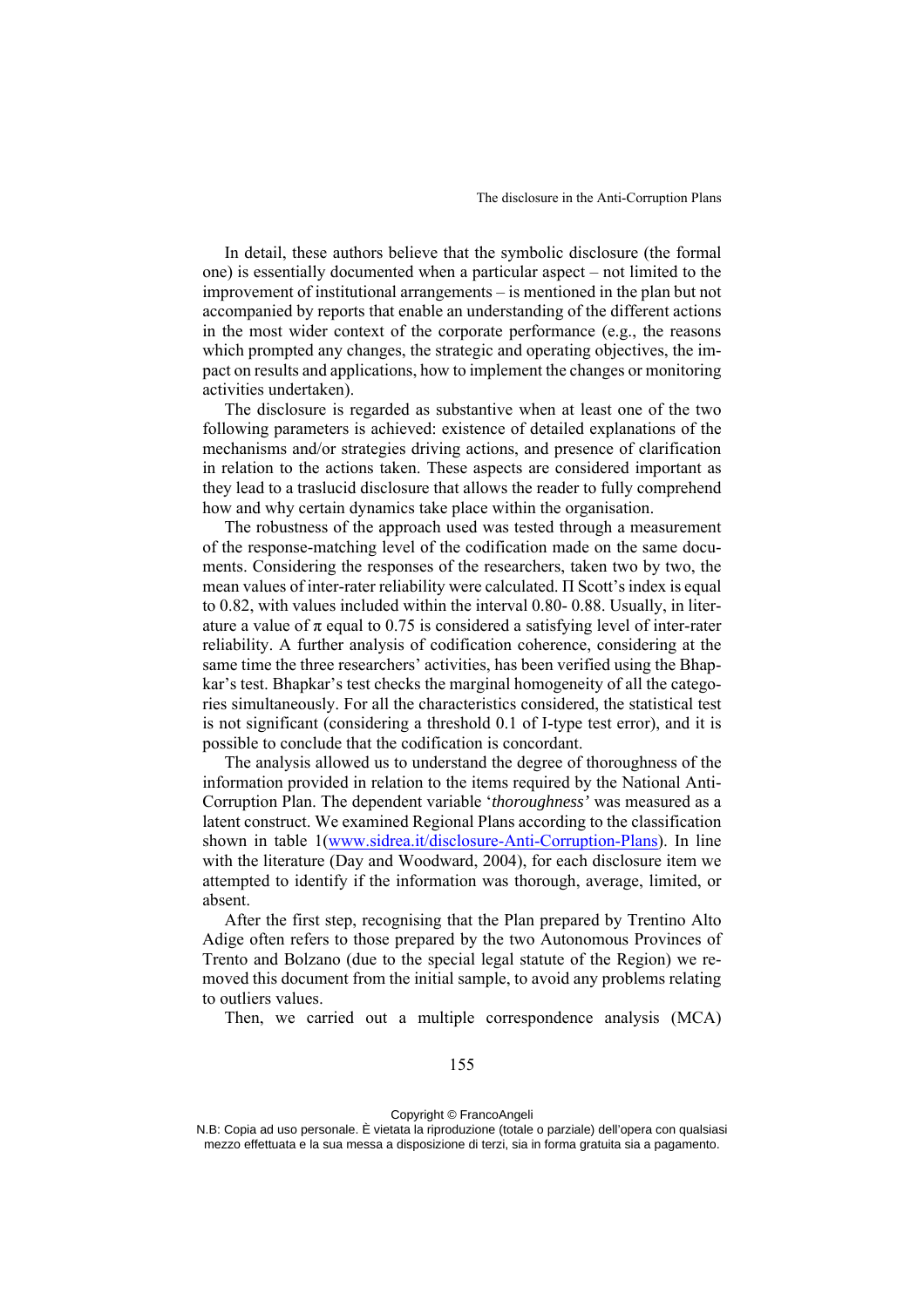In detail, these authors believe that the symbolic disclosure (the formal one) is essentially documented when a particular aspect – not limited to the improvement of institutional arrangements – is mentioned in the plan but not accompanied by reports that enable an understanding of the different actions in the most wider context of the corporate performance (e.g., the reasons which prompted any changes, the strategic and operating objectives, the impact on results and applications, how to implement the changes or monitoring activities undertaken).

The disclosure is regarded as substantive when at least one of the two following parameters is achieved: existence of detailed explanations of the mechanisms and/or strategies driving actions, and presence of clarification in relation to the actions taken. These aspects are considered important as they lead to a traslucid disclosure that allows the reader to fully comprehend how and why certain dynamics take place within the organisation.

The robustness of the approach used was tested through a measurement of the response-matching level of the codification made on the same documents. Considering the responses of the researchers, taken two by two, the mean values of inter-rater reliability were calculated. Π Scott's index is equal to 0.82, with values included within the interval 0.80- 0.88. Usually, in literature a value of $\pi$ equal to 0.75 is considered a satisfying level of inter-rater reliability. A further analysis of codification coherence, considering at the same time the three researchers' activities, has been verified using the Bhapkar's test. Bhapkar's test checks the marginal homogeneity of all the categories simultaneously. For all the characteristics considered, the statistical test is not significant (considering a threshold 0.1 of I-type test error), and it is possible to conclude that the codification is concordant.

The analysis allowed us to understand the degree of thoroughness of the information provided in relation to the items required by the National Anti-Corruption Plan. The dependent variable '*thoroughness'* was measured as a latent construct. We examined Regional Plans according to the classification shown in table 1([www.sidrea.it/disclosure-Anti-Corruption-Plans](www.sidrea.it/disclosure-Anti-Corruption-Plans)). In line with the literature (Day and Woodward, 2004), for each disclosure item we attempted to identify if the information was thorough, average, limited, or absent.

After the first step, recognising that the Plan prepared by Trentino Alto Adige often refers to those prepared by the two Autonomous Provinces of Trento and Bolzano (due to the special legal statute of the Region) we removed this document from the initial sample, to avoid any problems relating to outliers values.

Then, we carried out a multiple correspondence analysis (MCA)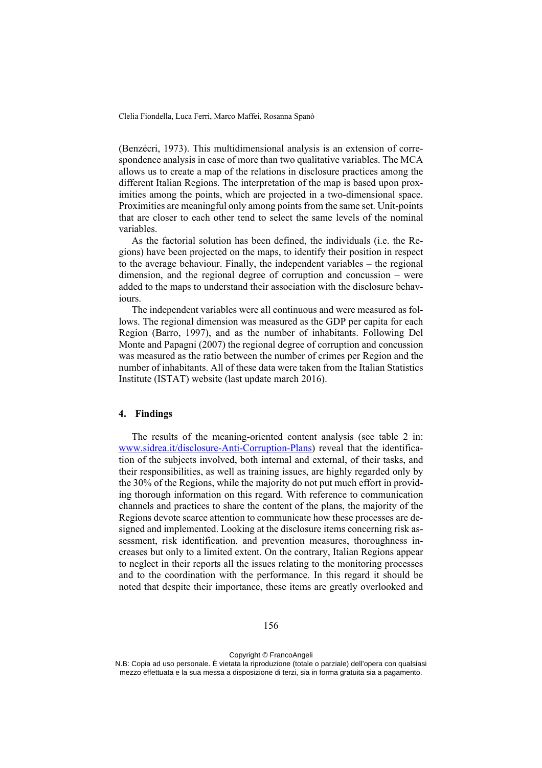(Benzécri, 1973). This multidimensional analysis is an extension of correspondence analysis in case of more than two qualitative variables. The MCA allows us to create a map of the relations in disclosure practices among the different Italian Regions. The interpretation of the map is based upon proximities among the points, which are projected in a two-dimensional space. Proximities are meaningful only among points from the same set. Unit-points that are closer to each other tend to select the same levels of the nominal variables.

As the factorial solution has been defined, the individuals (i.e. the Regions) have been projected on the maps, to identify their position in respect to the average behaviour. Finally, the independent variables – the regional dimension, and the regional degree of corruption and concussion – were added to the maps to understand their association with the disclosure behaviours.

The independent variables were all continuous and were measured as follows. The regional dimension was measured as the GDP per capita for each Region (Barro, 1997), and as the number of inhabitants. Following Del Monte and Papagni (2007) the regional degree of corruption and concussion was measured as the ratio between the number of crimes per Region and the number of inhabitants. All of these data were taken from the Italian Statistics Institute (ISTAT) website (last update march 2016).

## 4. Findings

The results of the meaning-oriented content analysis (see table 2 in: [www.sidrea.it/disclosure-Anti-Corruption-Plans](www.sidrea.it/disclosure-Anti-Corruption-Plans)) reveal that the identification of the subjects involved, both internal and external, of their tasks, and their responsibilities, as well as training issues, are highly regarded only by the 30% of the Regions, while the majority do not put much effort in providing thorough information on this regard. With reference to communication channels and practices to share the content of the plans, the majority of the Regions devote scarce attention to communicate how these processes are designed and implemented. Looking at the disclosure items concerning risk assessment, risk identification, and prevention measures, thoroughness increases but only to a limited extent. On the contrary, Italian Regions appear to neglect in their reports all the issues relating to the monitoring processes and to the coordination with the performance. In this regard it should be noted that despite their importance, these items are greatly overlooked and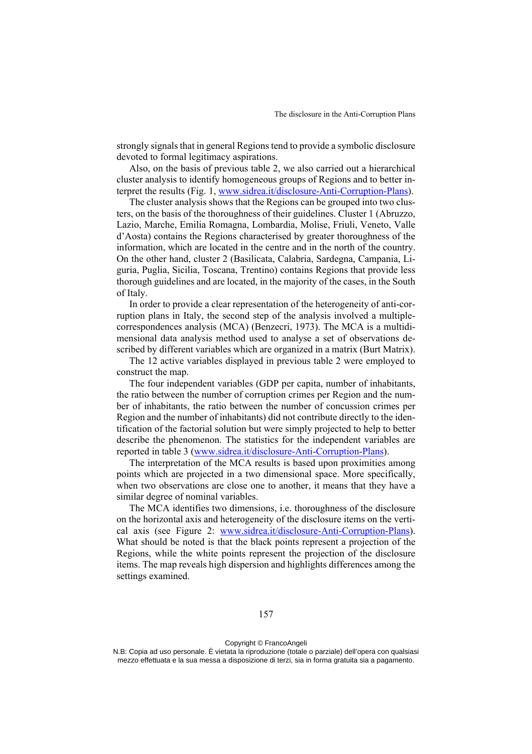strongly signals that in general Regions tend to provide a symbolic disclosure devoted to formal legitimacy aspirations.

Also, on the basis of previous table 2, we also carried out a hierarchical cluster analysis to identify homogeneous groups of Regions and to better interpret the results (Fig. 1, www.sidrea.it/disclosure-Anti-Corruption-Plans).

The cluster analysis shows that the Regions can be grouped into two clusters, on the basis of the thoroughness of their guidelines. Cluster 1 (Abruzzo, Lazio, Marche, Emilia Romagna, Lombardia, Molise, Friuli, Veneto, Valle d'Aosta) contains the Regions characterised by greater thoroughness of the information, which are located in the centre and in the north of the country. On the other hand, cluster 2 (Basilicata, Calabria, Sardegna, Campania, Liguria, Puglia, Sicilia, Toscana, Trentino) contains Regions that provide less thorough guidelines and are located, in the majority of the cases, in the South of Italy.

In order to provide a clear representation of the heterogeneity of anti-corruption plans in Italy, the second step of the analysis involved a multiple-correspondences analysis (MCA) (Benzecri, 1973). The MCA is a multidimensional data analysis method used to analyse a set of observations described by different variables which are organized in a matrix (Burt Matrix).

The 12 active variables displayed in previous table 2 were employed to construct the map.

The four independent variables (GDP per capita, number of inhabitants, the ratio between the number of corruption crimes per Region and the number of inhabitants, the ratio between the number of concussion crimes per Region and the number of inhabitants) did not contribute directly to the identification of the factorial solution but were simply projected to help to better describe the phenomenon. The statistics for the independent variables are reported in table 3 (www.sidrea.it/disclosure-Anti-Corruption-Plans).

The interpretation of the MCA results is based upon proximities among points which are projected in a two dimensional space. More specifically, when two observations are close one to another, it means that they have a similar degree of nominal variables.

The MCA identifies two dimensions, i.e. thoroughness of the disclosure on the horizontal axis and heterogeneity of the disclosure items on the vertical axis (see Figure 2: www.sidrea.it/disclosure-Anti-Corruption-Plans). What should be noted is that the black points represent a projection of the Regions, while the white points represent the projection of the disclosure items. The map reveals high dispersion and highlights differences among the settings examined.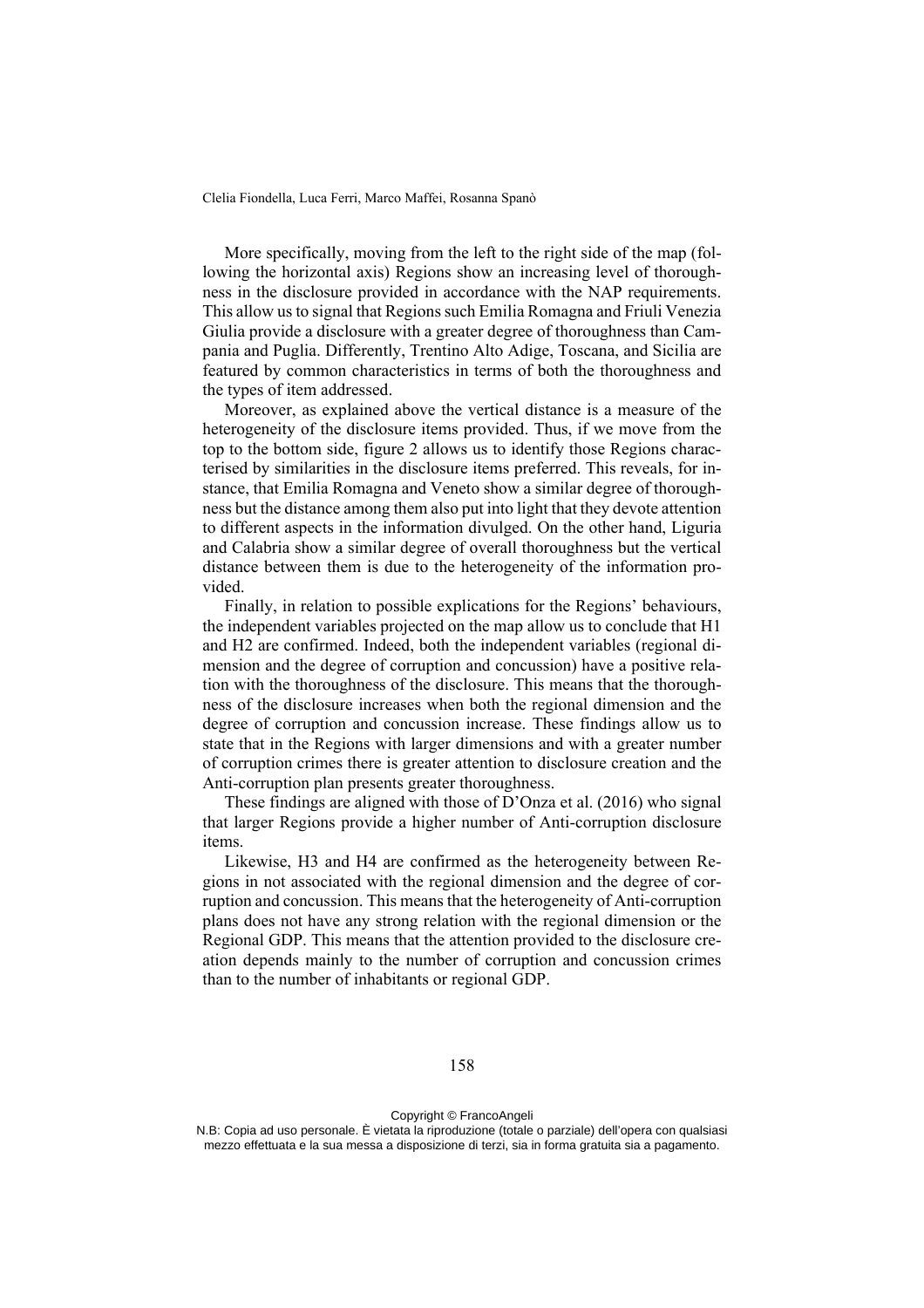More specifically, moving from the left to the right side of the map (following the horizontal axis) Regions show an increasing level of thoroughness in the disclosure provided in accordance with the NAP requirements. This allow us to signal that Regions such Emilia Romagna and Friuli Venezia Giulia provide a disclosure with a greater degree of thoroughness than Campania and Puglia. Differently, Trentino Alto Adige, Toscana, and Sicilia are featured by common characteristics in terms of both the thoroughness and the types of item addressed.

Moreover, as explained above the vertical distance is a measure of the heterogeneity of the disclosure items provided. Thus, if we move from the top to the bottom side, figure 2 allows us to identify those Regions characterised by similarities in the disclosure items preferred. This reveals, for instance, that Emilia Romagna and Veneto show a similar degree of thoroughness but the distance among them also put into light that they devote attention to different aspects in the information divulged. On the other hand, Liguria and Calabria show a similar degree of overall thoroughness but the vertical distance between them is due to the heterogeneity of the information provided.

Finally, in relation to possible explications for the Regions' behaviours, the independent variables projected on the map allow us to conclude that H1 and H2 are confirmed. Indeed, both the independent variables (regional dimension and the degree of corruption and concussion) have a positive relation with the thoroughness of the disclosure. This means that the thoroughness of the disclosure increases when both the regional dimension and the degree of corruption and concussion increase. These findings allow us to state that in the Regions with larger dimensions and with a greater number of corruption crimes there is greater attention to disclosure creation and the Anti-corruption plan presents greater thoroughness.

These findings are aligned with those of D'Onza et al. (2016) who signal that larger Regions provide a higher number of Anti-corruption disclosure items.

Likewise, H3 and H4 are confirmed as the heterogeneity between Regions in not associated with the regional dimension and the degree of corruption and concussion. This means that the heterogeneity of Anti-corruption plans does not have any strong relation with the regional dimension or the Regional GDP. This means that the attention provided to the disclosure creation depends mainly to the number of corruption and concussion crimes than to the number of inhabitants or regional GDP.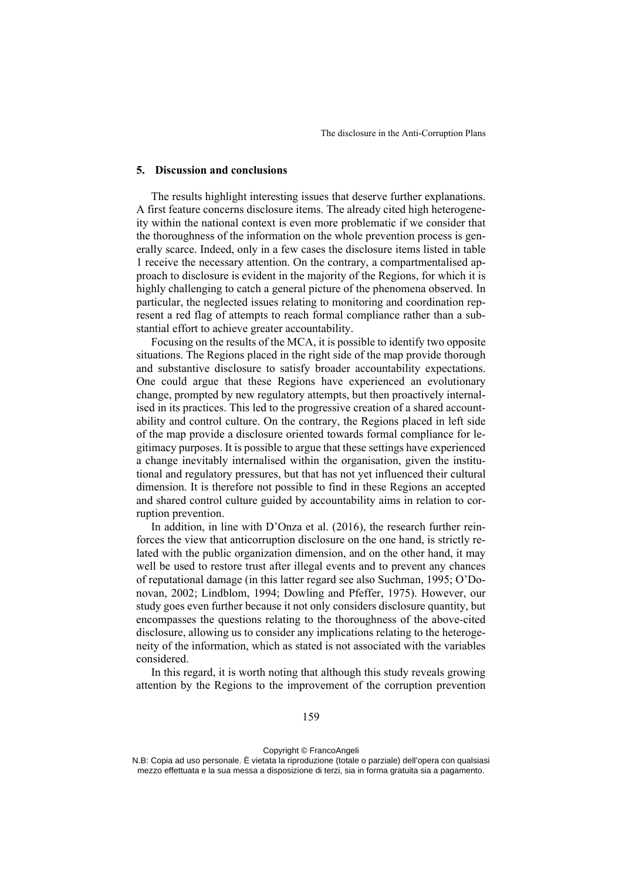## 5. Discussion and conclusions

The results highlight interesting issues that deserve further explanations. A first feature concerns disclosure items. The already cited high heterogeneity within the national context is even more problematic if we consider that the thoroughness of the information on the whole prevention process is generally scarce. Indeed, only in a few cases the disclosure items listed in table 1 receive the necessary attention. On the contrary, a compartmentalised approach to disclosure is evident in the majority of the Regions, for which it is highly challenging to catch a general picture of the phenomena observed. In particular, the neglected issues relating to monitoring and coordination represent a red flag of attempts to reach formal compliance rather than a substantial effort to achieve greater accountability.

Focusing on the results of the MCA, it is possible to identify two opposite situations. The Regions placed in the right side of the map provide thorough and substantive disclosure to satisfy broader accountability expectations. One could argue that these Regions have experienced an evolutionary change, prompted by new regulatory attempts, but then proactively internalised in its practices. This led to the progressive creation of a shared accountability and control culture. On the contrary, the Regions placed in left side of the map provide a disclosure oriented towards formal compliance for legitimacy purposes. It is possible to argue that these settings have experienced a change inevitably internalised within the organisation, given the institutional and regulatory pressures, but that has not yet influenced their cultural dimension. It is therefore not possible to find in these Regions an accepted and shared control culture guided by accountability aims in relation to corruption prevention.

In addition, in line with D'Onza et al. (2016), the research further reinforces the view that anticorruption disclosure on the one hand, is strictly related with the public organization dimension, and on the other hand, it may well be used to restore trust after illegal events and to prevent any chances of reputational damage (in this latter regard see also Suchman, 1995; O'Donovan, 2002; Lindblom, 1994; Dowling and Pfeffer, 1975). However, our study goes even further because it not only considers disclosure quantity, but encompasses the questions relating to the thoroughness of the above-cited disclosure, allowing us to consider any implications relating to the heterogeneity of the information, which as stated is not associated with the variables considered.

In this regard, it is worth noting that although this study reveals growing attention by the Regions to the improvement of the corruption prevention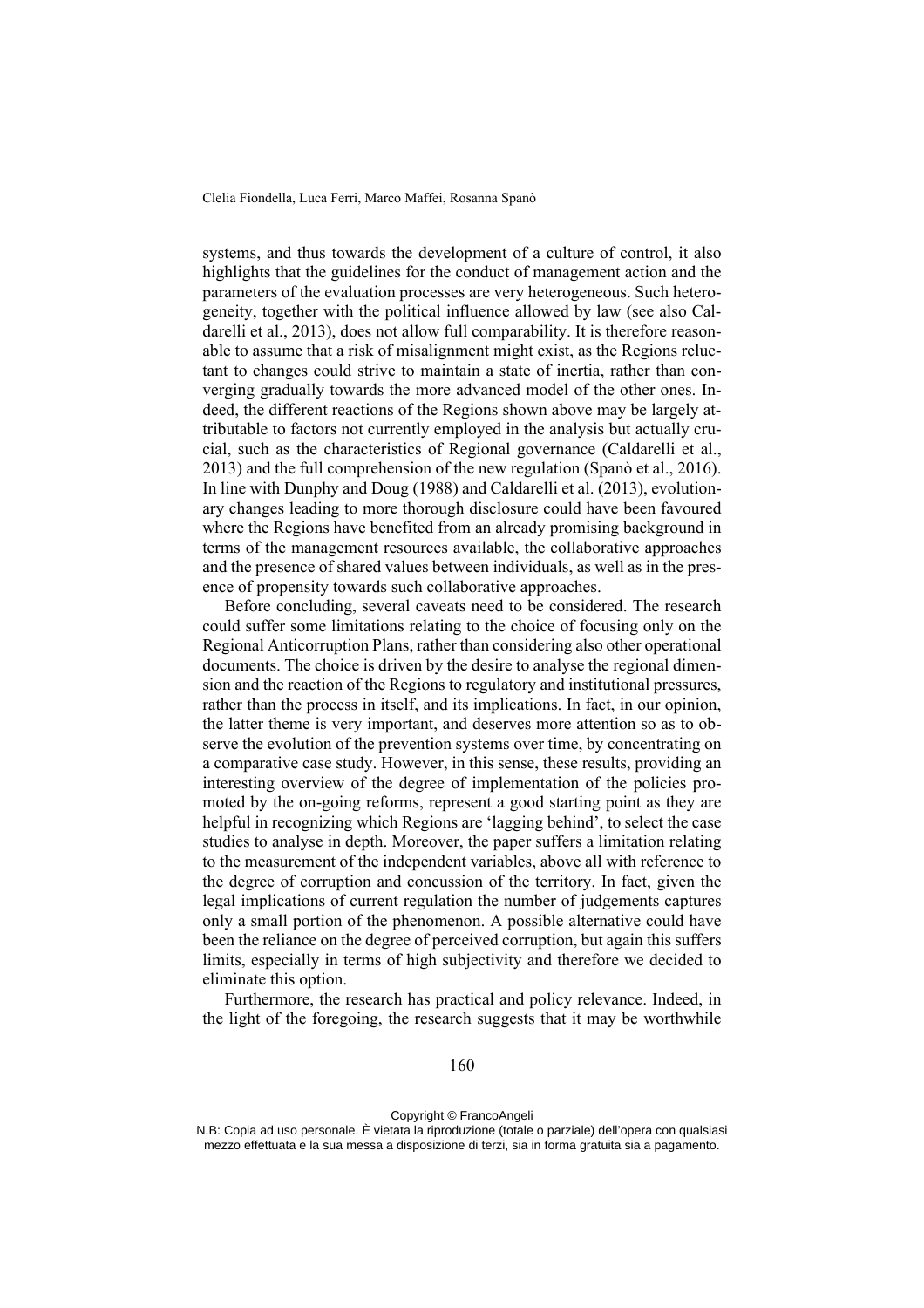systems, and thus towards the development of a culture of control, it also highlights that the guidelines for the conduct of management action and the parameters of the evaluation processes are very heterogeneous. Such heterogeneity, together with the political influence allowed by law (see also Caldarelli et al., 2013), does not allow full comparability. It is therefore reasonable to assume that a risk of misalignment might exist, as the Regions reluctant to changes could strive to maintain a state of inertia, rather than converging gradually towards the more advanced model of the other ones. Indeed, the different reactions of the Regions shown above may be largely attributable to factors not currently employed in the analysis but actually crucial, such as the characteristics of Regional governance (Caldarelli et al., 2013) and the full comprehension of the new regulation (Spanò et al., 2016). In line with Dunphy and Doug (1988) and Caldarelli et al. (2013), evolutionary changes leading to more thorough disclosure could have been favoured where the Regions have benefited from an already promising background in terms of the management resources available, the collaborative approaches and the presence of shared values between individuals, as well as in the presence of propensity towards such collaborative approaches.

Before concluding, several caveats need to be considered. The research could suffer some limitations relating to the choice of focusing only on the Regional Anticorruption Plans, rather than considering also other operational documents. The choice is driven by the desire to analyse the regional dimension and the reaction of the Regions to regulatory and institutional pressures, rather than the process in itself, and its implications. In fact, in our opinion, the latter theme is very important, and deserves more attention so as to observe the evolution of the prevention systems over time, by concentrating on a comparative case study. However, in this sense, these results, providing an interesting overview of the degree of implementation of the policies promoted by the on-going reforms, represent a good starting point as they are helpful in recognizing which Regions are 'lagging behind', to select the case studies to analyse in depth. Moreover, the paper suffers a limitation relating to the measurement of the independent variables, above all with reference to the degree of corruption and concussion of the territory. In fact, given the legal implications of current regulation the number of judgements captures only a small portion of the phenomenon. A possible alternative could have been the reliance on the degree of perceived corruption, but again this suffers limits, especially in terms of high subjectivity and therefore we decided to eliminate this option.

Furthermore, the research has practical and policy relevance. Indeed, in the light of the foregoing, the research suggests that it may be worthwhile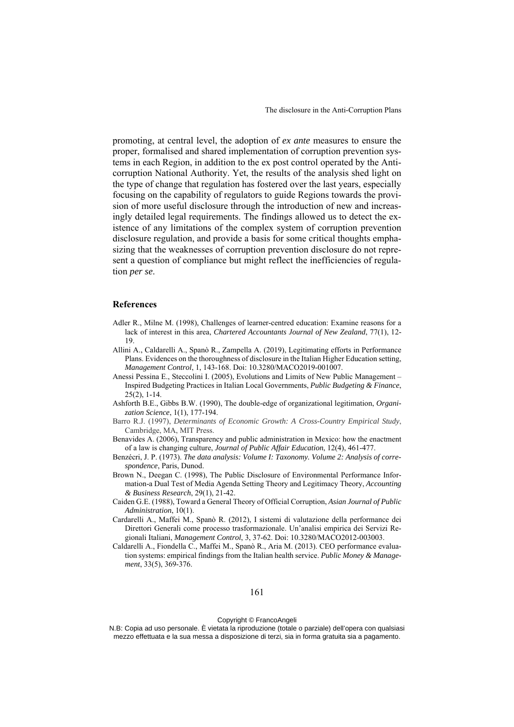promoting, at central level, the adoption of *ex ante* measures to ensure the proper, formalised and shared implementation of corruption prevention systems in each Region, in addition to the ex post control operated by the Anticorruption National Authority. Yet, the results of the analysis shed light on the type of change that regulation has fostered over the last years, especially focusing on the capability of regulators to guide Regions towards the provision of more useful disclosure through the introduction of new and increasingly detailed legal requirements. The findings allowed us to detect the existence of any limitations of the complex system of corruption prevention disclosure regulation, and provide a basis for some critical thoughts emphasizing that the weaknesses of corruption prevention disclosure do not represent a question of compliance but might reflect the inefficiencies of regulation *per se*.

## References

Adler R., Milne M. (1998), Challenges of learner-centred education: Examine reasons for a lack of interest in this area, *Chartered Accountants Journal of New Zealand*, 77(1), 12-19.

Allini A., Caldarelli A., Spanò R., Zampella A. (2019), Legitimating efforts in Performance Plans. Evidences on the thoroughness of disclosure in the Italian Higher Education setting, *Management Control*, 1, 143-168. Doi: 10.3280/MACO2019-001007.

Anessi Pessina E., Steccolini I. (2005), Evolutions and Limits of New Public Management – Inspired Budgeting Practices in Italian Local Governments, *Public Budgeting & Finance*, 25(2), 1-14.

Ashforth B.E., Gibbs B.W. (1990), The double-edge of organizational legitimation, *Organization Science*, 1(1), 177-194.

Barro R.J. (1997), *Determinants of Economic Growth: A Cross-Country Empirical Study*, Cambridge, MA, MIT Press.

Benavides A. (2006), Transparency and public administration in Mexico: how the enactment of a law is changing culture, *Journal of Public Affair Education*, 12(4), 461-477.

Benzécri, J. P. (1973). *The data analysis: Volume I: Taxonomy. Volume 2: Analysis of correspondence*, Paris, Dunod.

Brown N., Deegan C. (1998), The Public Disclosure of Environmental Performance Information-a Dual Test of Media Agenda Setting Theory and Legitimacy Theory, *Accounting & Business Research*, 29(1), 21-42.

Caiden G.E. (1988), Toward a General Theory of Official Corruption, *Asian Journal of Public Administration*, 10(1).

Cardarelli A., Maffei M., Spanò R. (2012), I sistemi di valutazione della performance dei Direttori Generali come processo trasformazionale. Un'analisi empirica dei Servizi Regionali Italiani, *Management Control*, 3, 37-62. Doi: 10.3280/MACO2012-003003.

Caldarelli A., Fiondella C., Maffei M., Spanò R., Aria M. (2013). CEO performance evaluation systems: empirical findings from the Italian health service. *Public Money & Management*, 33(5), 369-376.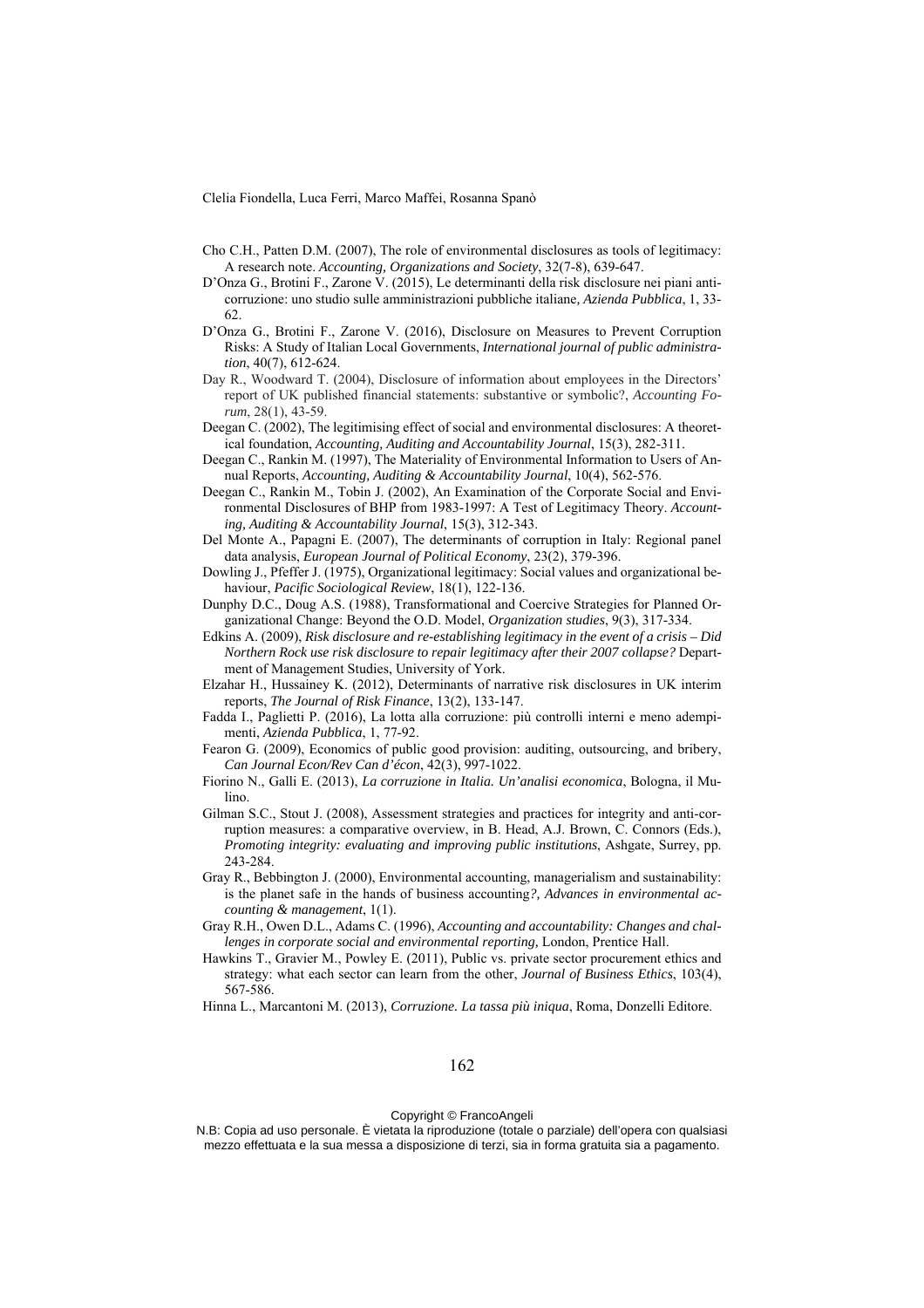Cho C.H., Patten D.M. (2007), The role of environmental disclosures as tools of legitimacy: A research note. *Accounting, Organizations and Society*, 32(7-8), 639-647.

D'Onza G., Brotini F., Zarone V. (2015), Le determinanti della risk disclosure nei piani anticorruzione: uno studio sulle amministrazioni pubbliche italiane, *Azienda Pubblica*, 1, 33-62.

D'Onza G., Brotini F., Zarone V. (2016), Disclosure on Measures to Prevent Corruption Risks: A Study of Italian Local Governments, *International journal of public administration*, 40(7), 612-624.

Day R., Woodward T. (2004), Disclosure of information about employees in the Directors' report of UK published financial statements: substantive or symbolic?, *Accounting Forum*, 28(1), 43-59.

Deegan C. (2002), The legitimising effect of social and environmental disclosures: A theoretical foundation, *Accounting, Auditing and Accountability Journal*, 15(3), 282-311.

Deegan C., Rankin M. (1997), The Materiality of Environmental Information to Users of Annual Reports, *Accounting, Auditing & Accountability Journal*, 10(4), 562-576.

Deegan C., Rankin M., Tobin J. (2002), An Examination of the Corporate Social and Environmental Disclosures of BHP from 1983-1997: A Test of Legitimacy Theory. *Accounting, Auditing & Accountability Journal*, 15(3), 312-343.

Del Monte A., Papagni E. (2007), The determinants of corruption in Italy: Regional panel data analysis, *European Journal of Political Economy*, 23(2), 379-396.

Dowling J., Pfeffer J. (1975), Organizational legitimacy: Social values and organizational behaviour, *Pacific Sociological Review*, 18(1), 122-136.

Dunphy D.C., Doug A.S. (1988), Transformational and Coercive Strategies for Planned Organizational Change: Beyond the O.D. Model, *Organization studies*, 9(3), 317-334.

Edkins A. (2009), *Risk disclosure and re-establishing legitimacy in the event of a crisis – Did Northern Rock use risk disclosure to repair legitimacy after their 2007 collapse?* Department of Management Studies, University of York.

Elzahar H., Hussainey K. (2012), Determinants of narrative risk disclosures in UK interim reports, *The Journal of Risk Finance*, 13(2), 133-147.

Fadda I., Paglietti P. (2016), La lotta alla corruzione: più controlli interni e meno adempimenti, *Azienda Pubblica*, 1, 77-92.

Fearon G. (2009), Economics of public good provision: auditing, outsourcing, and bribery, *Can Journal Econ/Rev Can d'écon*, 42(3), 997-1022.

Fiorino N., Galli E. (2013), *La corruzione in Italia. Un'analisi economica*, Bologna, il Mulino.

Gilman S.C., Stout J. (2008), Assessment strategies and practices for integrity and anti-corruption measures: a comparative overview, in B. Head, A.J. Brown, C. Connors (Eds.), *Promoting integrity: evaluating and improving public institutions*, Ashgate, Surrey, pp. 243-284.

Gray R., Bebbington J. (2000), Environmental accounting, managerialism and sustainability: is the planet safe in the hands of business accounting*?, Advances in environmental accounting & management*, 1(1).

Gray R.H., Owen D.L., Adams C. (1996), *Accounting and accountability: Changes and challenges in corporate social and environmental reporting*, London, Prentice Hall.

Hawkins T., Gravier M., Powley E. (2011), Public vs. private sector procurement ethics and strategy: what each sector can learn from the other, *Journal of Business Ethics*, 103(4), 567-586.

Hinna L., Marcantoni M. (2013), *Corruzione. La tassa più iniqua*, Roma, Donzelli Editore.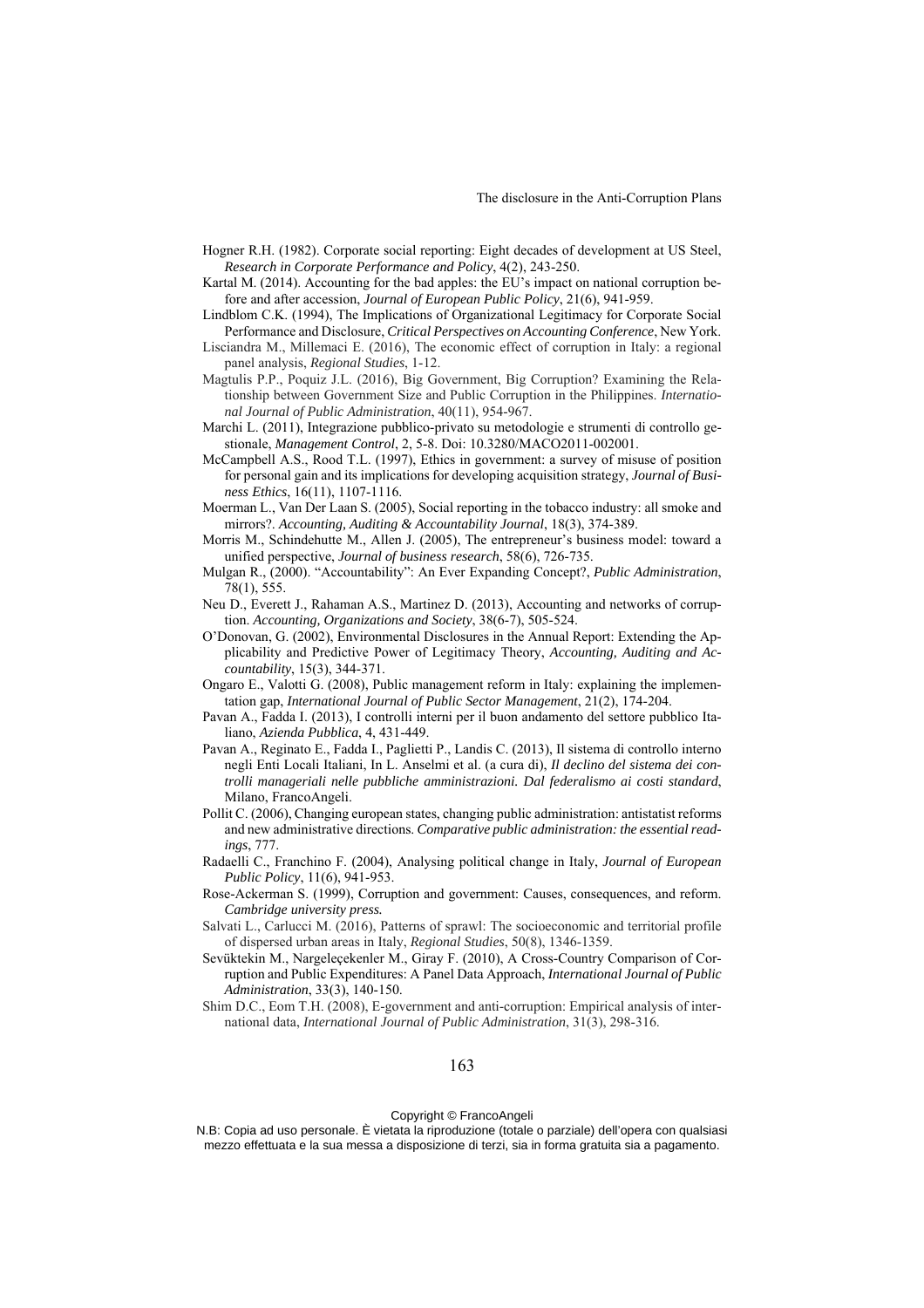Hogner R.H. (1982). Corporate social reporting: Eight decades of development at US Steel, *Research in Corporate Performance and Policy*, 4(2), 243-250.

Kartal M. (2014). Accounting for the bad apples: the EU's impact on national corruption before and after accession, *Journal of European Public Policy*, 21(6), 941-959.

Lindblom C.K. (1994), The Implications of Organizational Legitimacy for Corporate Social Performance and Disclosure, *Critical Perspectives on Accounting Conference*, New York.

Lisciandra M., Millemaci E. (2016), The economic effect of corruption in Italy: a regional panel analysis, *Regional Studies*, 1-12.

Magtulis P.P., Poquiz J.L. (2016), Big Government, Big Corruption? Examining the Relationship between Government Size and Public Corruption in the Philippines. *International Journal of Public Administration*, 40(11), 954-967.

Marchi L. (2011), Integrazione pubblico-privato su metodologie e strumenti di controllo gestionale, *Management Control*, 2, 5-8. Doi: 10.3280/MACO2011-002001.

McCampbell A.S., Rood T.L. (1997), Ethics in government: a survey of misuse of position for personal gain and its implications for developing acquisition strategy, *Journal of Business Ethics*, 16(11), 1107-1116.

Moerman L., Van Der Laan S. (2005), Social reporting in the tobacco industry: all smoke and mirrors?. *Accounting, Auditing & Accountability Journal*, 18(3), 374-389.

Morris M., Schindehutte M., Allen J. (2005), The entrepreneur's business model: toward a unified perspective, *Journal of business research*, 58(6), 726-735.

Mulgan R., (2000). "Accountability": An Ever Expanding Concept?, *Public Administration*, 78(1), 555.

Neu D., Everett J., Rahaman A.S., Martinez D. (2013), Accounting and networks of corruption. *Accounting, Organizations and Society*, 38(6-7), 505-524.

O'Donovan, G. (2002), Environmental Disclosures in the Annual Report: Extending the Applicability and Predictive Power of Legitimacy Theory, *Accounting, Auditing and Accountability*, 15(3), 344-371.

Ongaro E., Valotti G. (2008), Public management reform in Italy: explaining the implementation gap, *International Journal of Public Sector Management*, 21(2), 174-204.

Pavan A., Fadda I. (2013), I controlli interni per il buon andamento del settore pubblico Italiano, *Azienda Pubblica*, 4, 431-449.

Pavan A., Reginato E., Fadda I., Paglietti P., Landis C. (2013), Il sistema di controllo interno negli Enti Locali Italiani, In L. Anselmi et al. (a cura di), *Il declino del sistema dei controlli manageriali nelle pubbliche amministrazioni. Dal federalismo ai costi standard*, Milano, FrancoAngeli.

Pollit C. (2006), Changing european states, changing public administration: antistatist reforms and new administrative directions. *Comparative public administration: the essential readings*, 777.

Radaelli C., Franchino F. (2004), Analysing political change in Italy, *Journal of European Public Policy*, 11(6), 941-953.

Rose-Ackerman S. (1999), Corruption and government: Causes, consequences, and reform. ***Cambridge university press.***

Salvati L., Carlucci M. (2016), Patterns of sprawl: The socioeconomic and territorial profile of dispersed urban areas in Italy, *Regional Studies*, 50(8), 1346-1359.

Sevüktekin M., Nargeleçekenler M., Giray F. (2010), A Cross-Country Comparison of Corruption and Public Expenditures: A Panel Data Approach, *International Journal of Public Administration*, 33(3), 140-150.

Shim D.C., Eom T.H. (2008), E-government and anti-corruption: Empirical analysis of international data, *International Journal of Public Administration*, 31(3), 298-316.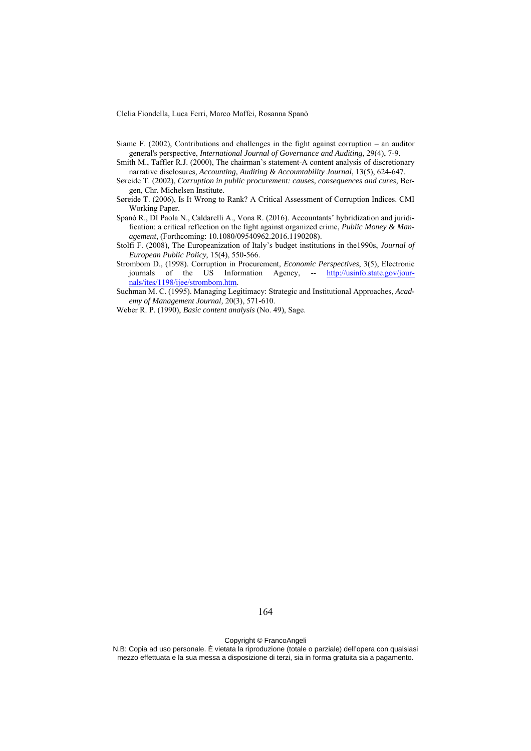Siame F. (2002), Contributions and challenges in the fight against corruption – an auditor general's perspective, *International Journal of Governance and Auditing*, 29(4), 7-9.

Smith M., Taffler R.J. (2000), The chairman's statement-A content analysis of discretionary narrative disclosures, *Accounting, Auditing & Accountability Journal*, 13(5), 624-647.

Søreide T. (2002), *Corruption in public procurement: causes, consequences and cures*, Bergen, Chr. Michelsen Institute.

Søreide T. (2006), Is It Wrong to Rank? A Critical Assessment of Corruption Indices. CMI Working Paper.

Spanò R., DI Paola N., Caldarelli A., Vona R. (2016). Accountants' hybridization and juridification: a critical reflection on the fight against organized crime, *Public Money & Management*, (Forthcoming: 10.1080/09540962.2016.1190208).

Stolfi F. (2008), The Europeanization of Italy's budget institutions in the1990s, *Journal of European Public Policy*, 15(4), 550-566.

Strombom D., (1998). Corruption in Procurement, *Economic Perspectives*, 3(5), Electronic journals of the US Information Agency, -- http://usinfo.state.gov/journals/ites/1198/ijee/strombom.htm.

Suchman M. C. (1995). Managing Legitimacy: Strategic and Institutional Approaches, *Academy of Management Journal,* 20(3), 571-610.

Weber R. P. (1990), *Basic content analysis* (No. 49), Sage.